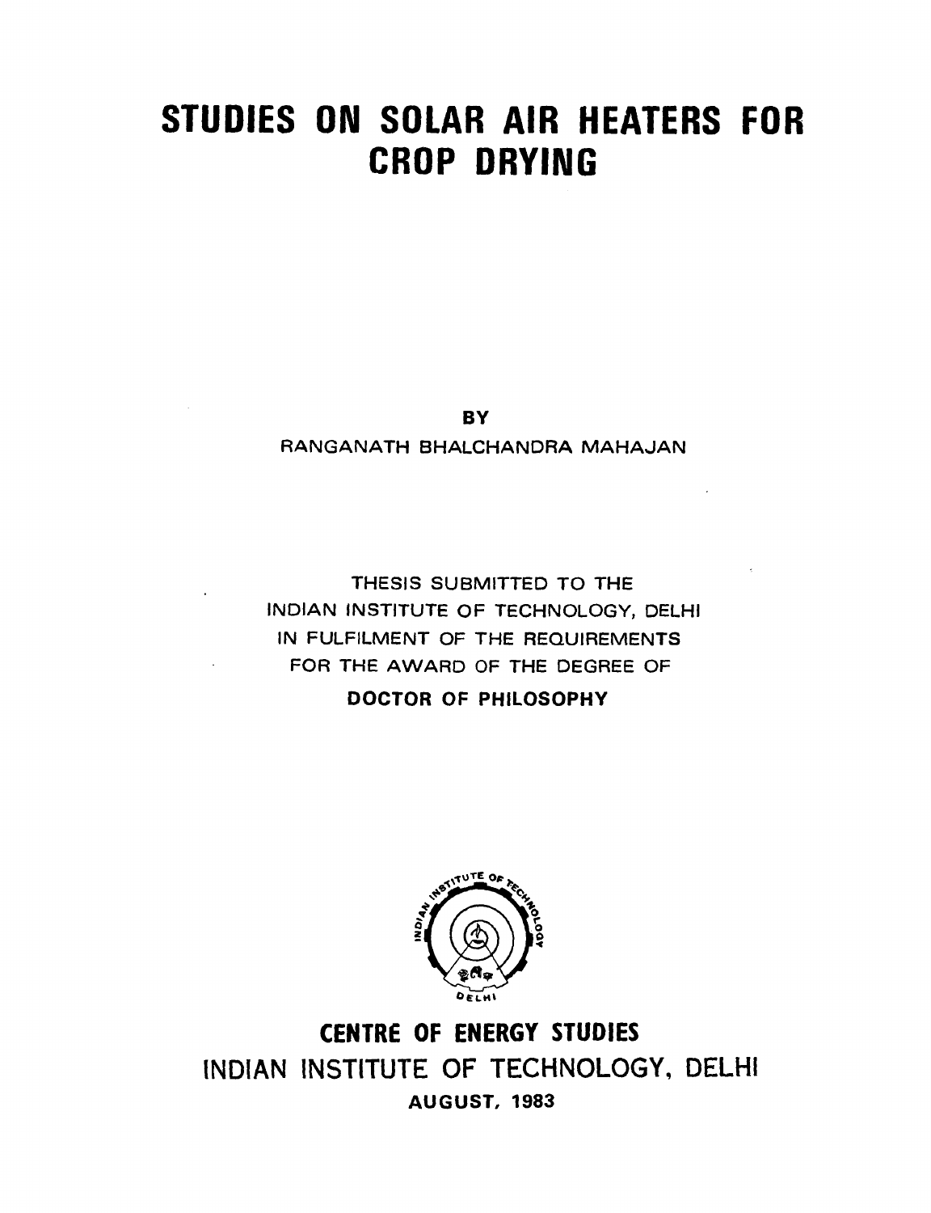# STUDIES ON SOLAR AIR HEATERS FOR CROP DRYING

BY

RANGANATH BHALCHANDRA MAHAJAN

THESIS SUBMITTED TO THE
INDIAN INSTITUTE OF TECHNOLOGY, DELHI
IN FULFILMENT OF THE REQUIREMENTS
FOR THE AWARD OF THE DEGREE OF
**DOCTOR OF PHILOSOPHY**

**CENTRE OF ENERGY STUDIES**

INDIAN INSTITUTE OF TECHNOLOGY, DELHI

**AUGUST, 1983**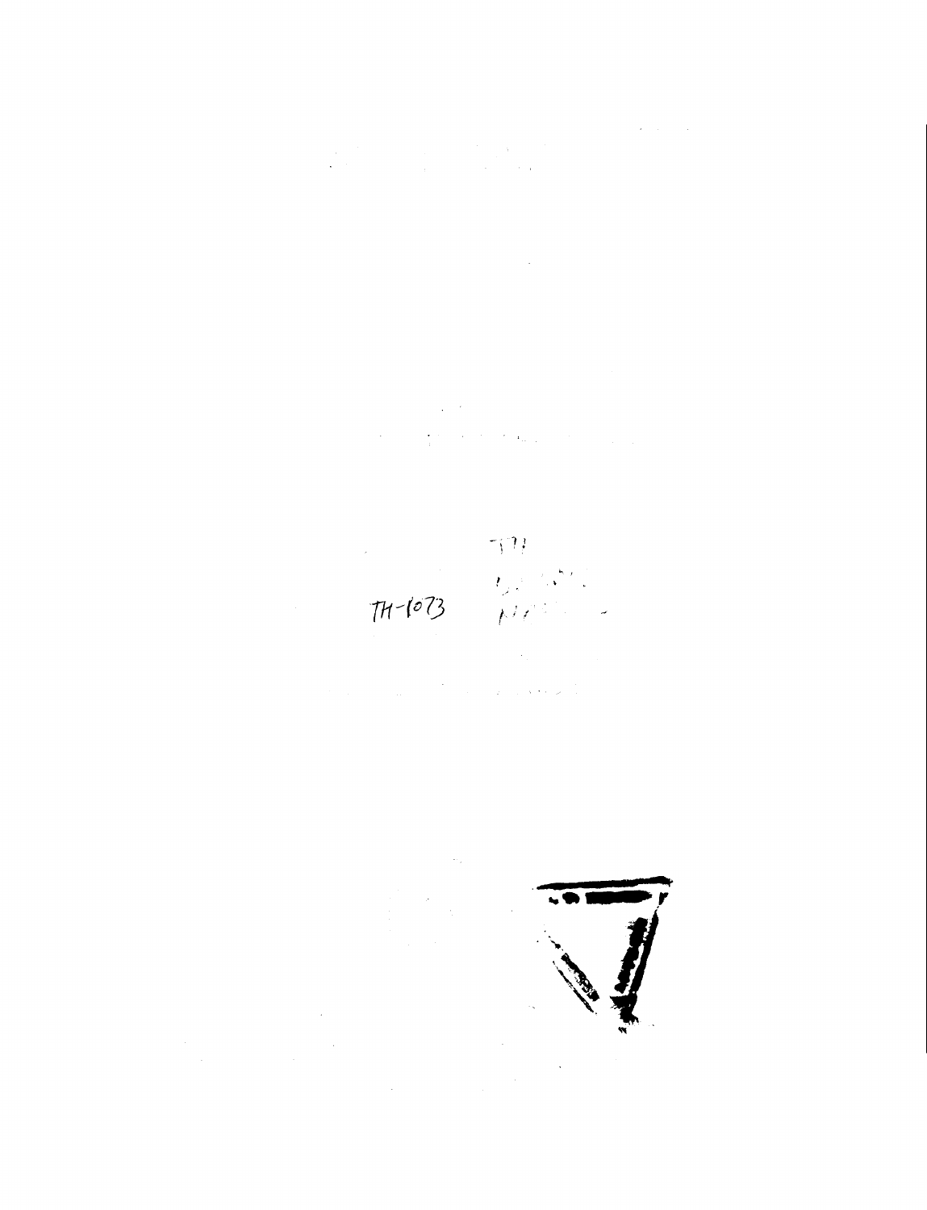TH-1073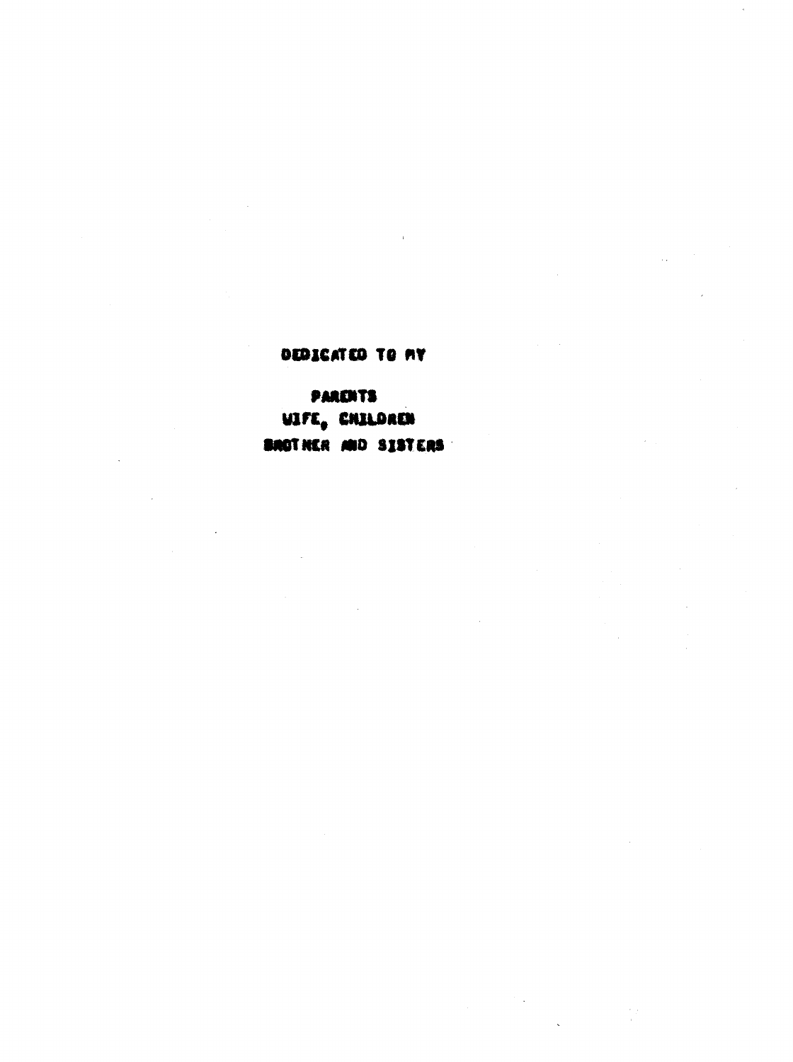DEDICATED TO MY

PARENTS
WIFE, CHILDREN
BROTHER AND SISTERS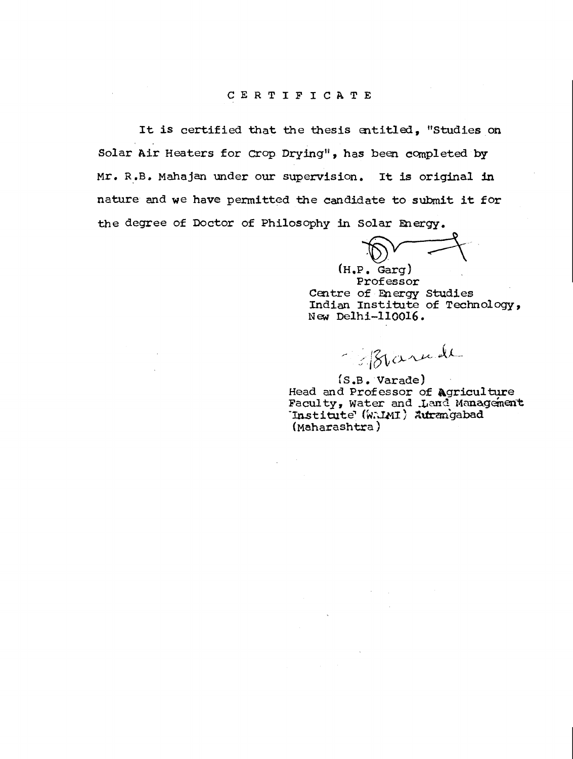# CERTIFICATE

It is certified that the thesis entitled, "Studies on Solar Air Heaters for Crop Drying", has been completed by Mr. R.B. Mahajan under our supervision. It is original in nature and we have permitted the candidate to submit it for the degree of Doctor of Philosophy in Solar Energy.

(H.P. Garg)
Professor
Centre of Energy Studies
Indian Institute of Technology,
New Delhi-110016.

(S.B. Varade)
Head and Professor of Agriculture
Faculty, Water and Land Management
Institute (WALMI) Aurangabad
(Maharashtra)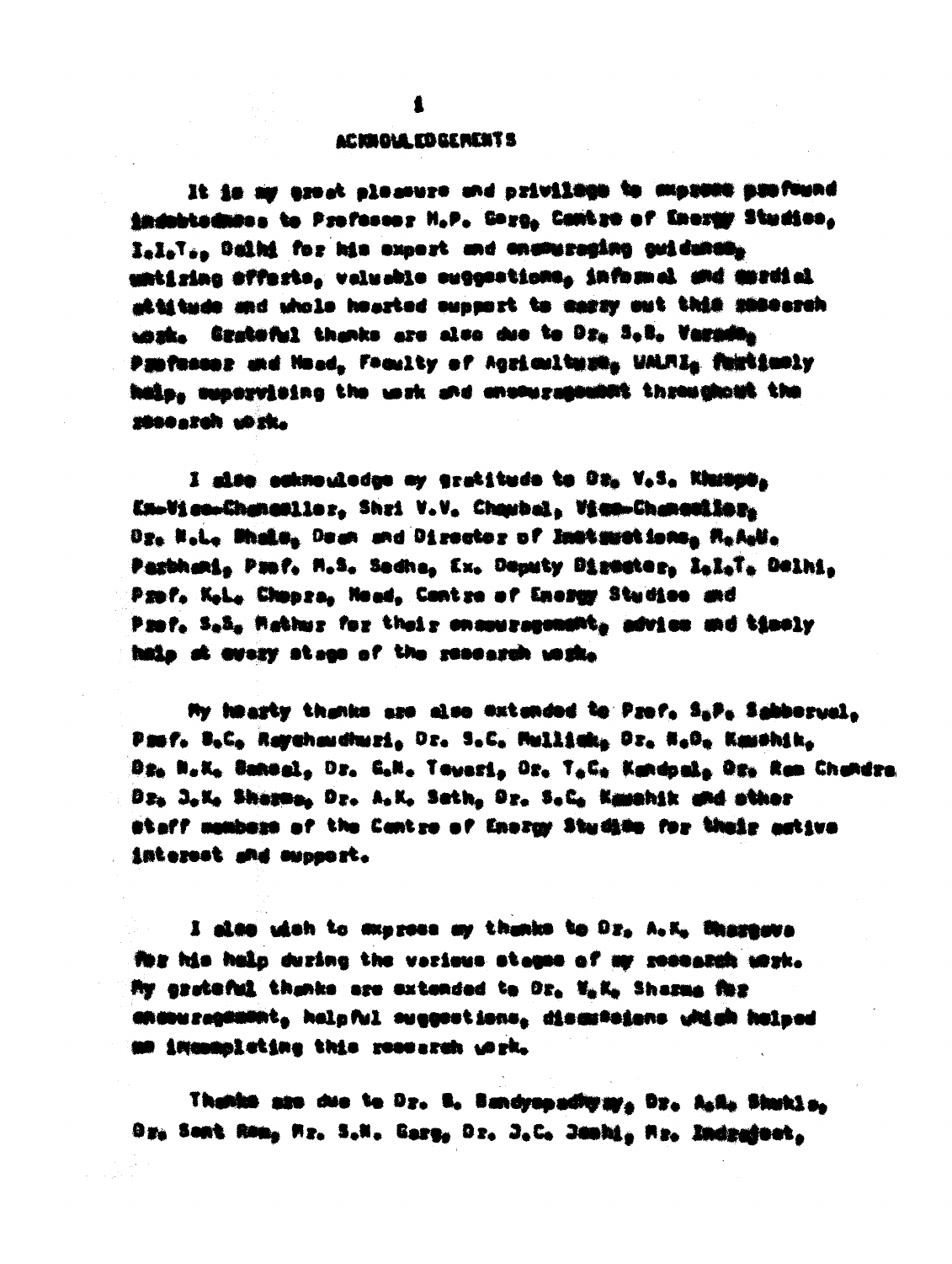## ACKNOWLEDGEMENTS

It is my great pleasure and privilege to express profound indebtedness to Professor M.P. Garg, Centre of Energy Studies, I.I.T., Delhi for his expert and encouraging guidance, untiring efforts, valuable suggestions, informal and cordial attitude and whole hearted support to carry out this research work. Grateful thanks are also due to Dr. S.B. Varade, Professor and Head, Faculty of Agriculture, WALMI, for timely help, supervising the work and encouragement throughout the research work.

I also acknowledge my gratitude to Dr. V.S. Khuspe, Ex-Vice-Chancellor, Shri V.V. Chaubal, Vice-Chancellor, Dr. N.L. Bhale, Dean and Director of Instructions, M.A.U. Parbhani, Prof. M.S. Sodha, Ex. Deputy Director, I.I.T. Delhi, Prof. K.L. Chopra, Head, Centre of Energy Studies and Prof. S.S. Mathur for their encouragement, advice and timely help at every stage of the research work.

My hearty thanks are also extended to Prof. S.P. Sabberwal, Prof. B.C. Raychaudhuri, Dr. S.C. Mullick, Dr. N.D. Kaushik, Dr. N.K. Bansal, Dr. G.N. Tewari, Dr. T.C. Kandpal, Dr. Ram Chandra, Dr. J.K. Sharma, Dr. A.K. Seth, Dr. S.C. Kaushik and other staff members of the Centre of Energy Studies for their active interest and support.

I also wish to express my thanks to Dr. A.K. Bhargava for his help during the various stages of my research work. My grateful thanks are extended to Dr. V.K. Sharma for encouragement, helpful suggestions, discussions which helped me incompleting this research work.

Thanks are due to Dr. B. Bandyopadhyay, Dr. A.R. Shukla, Dr. Sant Ram, Mr. S.N. Garg, Dr. J.C. Joshi, Mr. Indrajeet,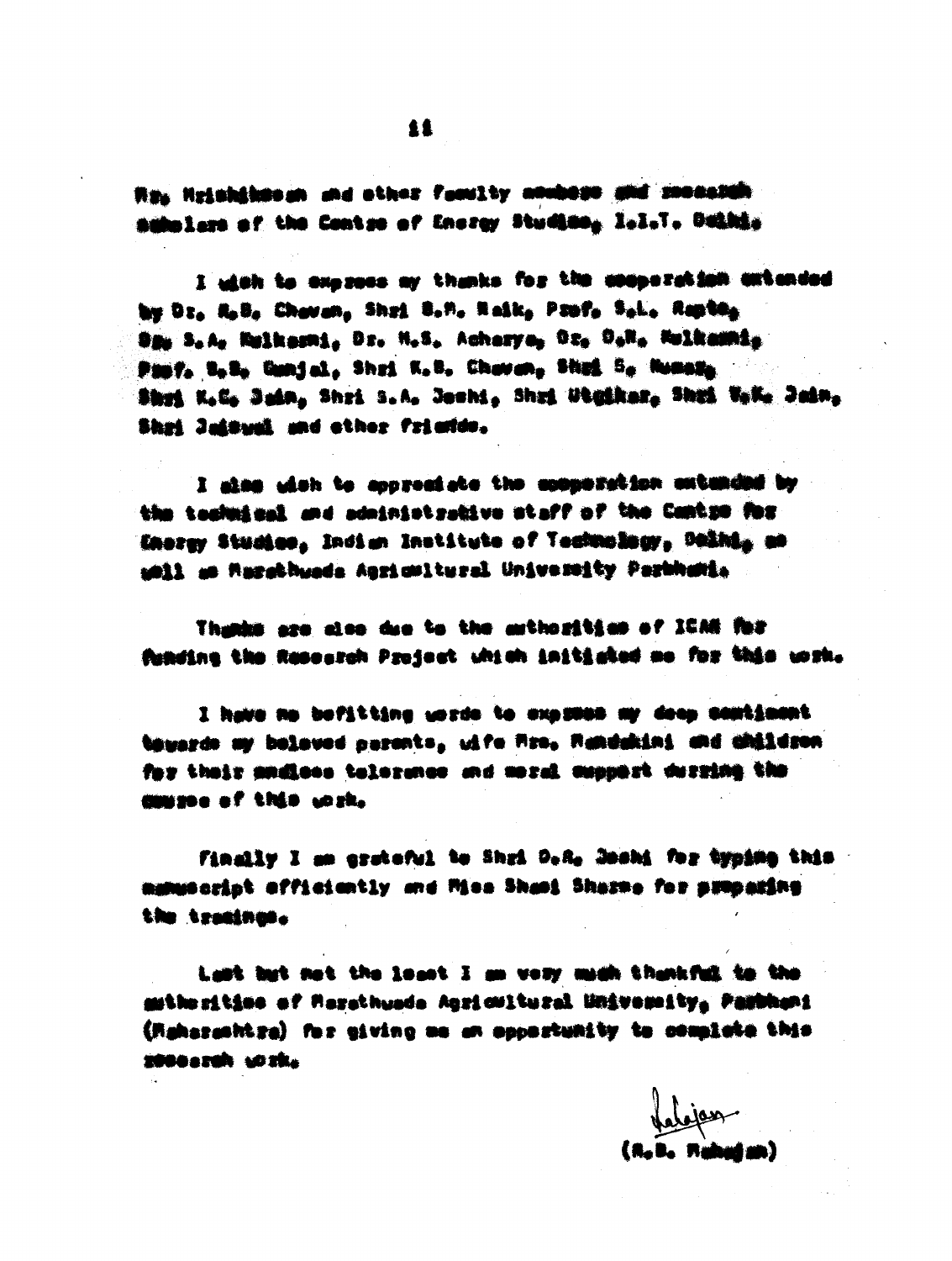Mr. Hrishikesh and other faculty members and research scholars of the Centre of Energy Studies, I.I.T. Delhi.

I wish to express my thanks for the cooperation extended by Dr. R.B. Chavan, Shri B.M. Naik, Prof. S.L. Apte, Dr. S.A. Kulkarni, Dr. M.S. Acharya, Dr. D.N. Kulkarni, Prof. B.B. Gunjal, Shri K.B. Chavan, Shri S. Kumar, Shri K.C. Jain, Shri S.A. Joshi, Shri Utgikar, Shri V.K. Jain, Shri Jaiswal and other friends.

I also wish to appreciate the cooperation extended by the technical and administrative staff of the Centre for Energy Studies, Indian Institute of Technology, Delhi, as well as Marathwada Agricultural University Parbhani.

Thanks are also due to the authorities of ICAR for funding the Research Project which initiated me for this work.

I have no befitting words to express my deep sentiment towards my beloved parents, wife Mrs. Mandakini and children for their endless tolerance and moral support during the course of this work.

Finally I am grateful to Shri D.R. Joshi for typing this manuscript efficiently and Miss Shami Sharma for preparing the tracings.

Last but not the least I am very much thankful to the authorities of Marathwada Agricultural University, Parbhani (Maharashtra) for giving me an opportunity to complete this research work.

(R.B. Mahajan)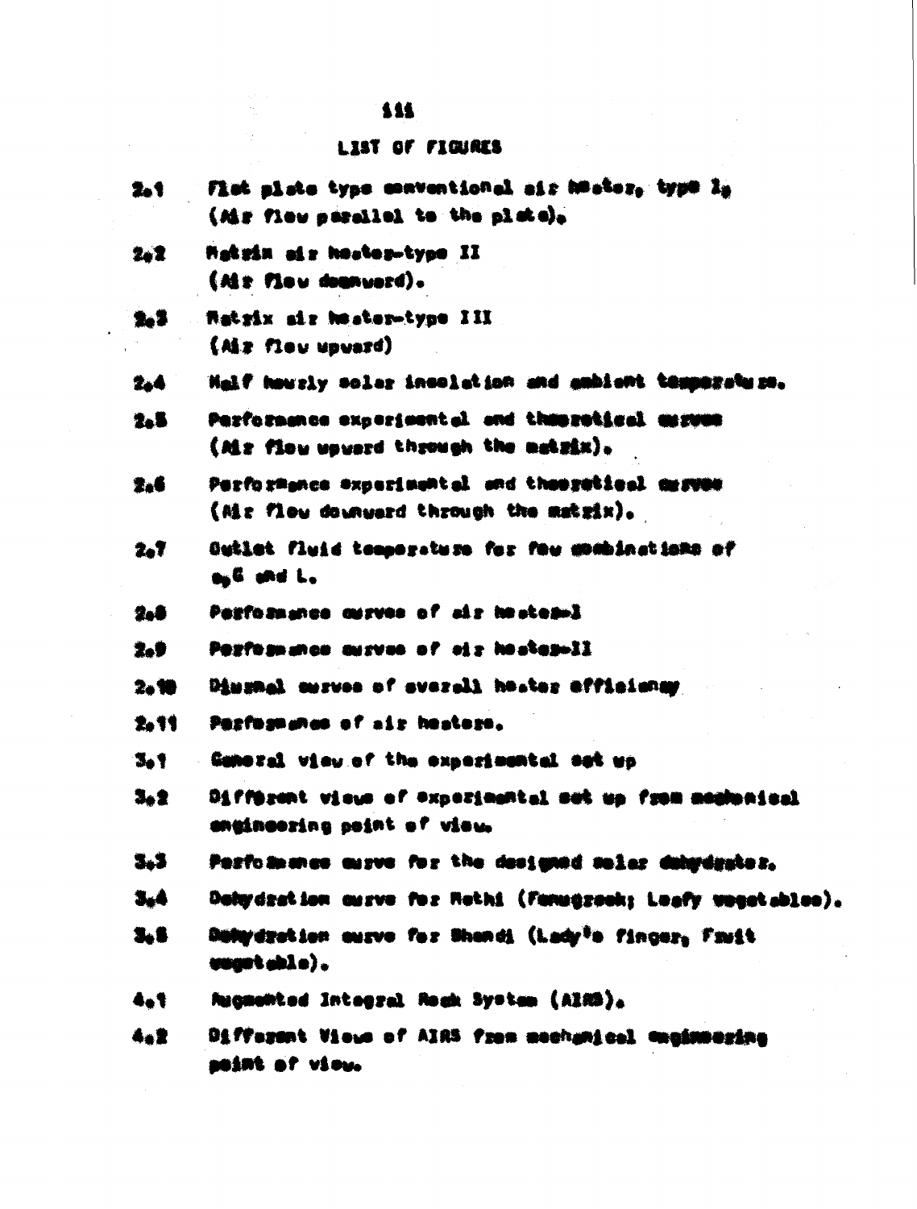## LIST OF FIGURES

2.1 Flat plate type conventional air heater, type I, (Air flow parallel to the plate).

2.2 Matrix air heater-type II (Air flow downward).

2.3 Matrix air heater-type III (Air flow upward)

2.4 Half hourly solar insolation and ambient temperature.

2.5 Performance experimental and theoretical curves (Air flow upward through the matrix).

2.6 Performance experimental and theoretical curves (Air flow downward through the matrix).

2.7 Outlet fluid temperature for few combinations of $a_p G$ and L.

2.8 Performance curves of air heater-I

2.9 Performance curves of air heater-II

2.10 Diurnal curves of overall heater efficiency

2.11 Performance of air heaters.

3.1 General view of the experimental set up

3.2 Different views of experimental set up from mechanical engineering point of view.

3.3 Performance curve for the designed solar dehydrator.

3.4 Dehydration curve for Methi (Fenugreek; Leafy vegetables).

3.5 Dehydration curve for Bhendi (Lady's finger, Fruit vegetable).

4.1 Augmented Integral Rock System (AIRS).

4.2 Different Views of AIRS from mechanical engineering point of view.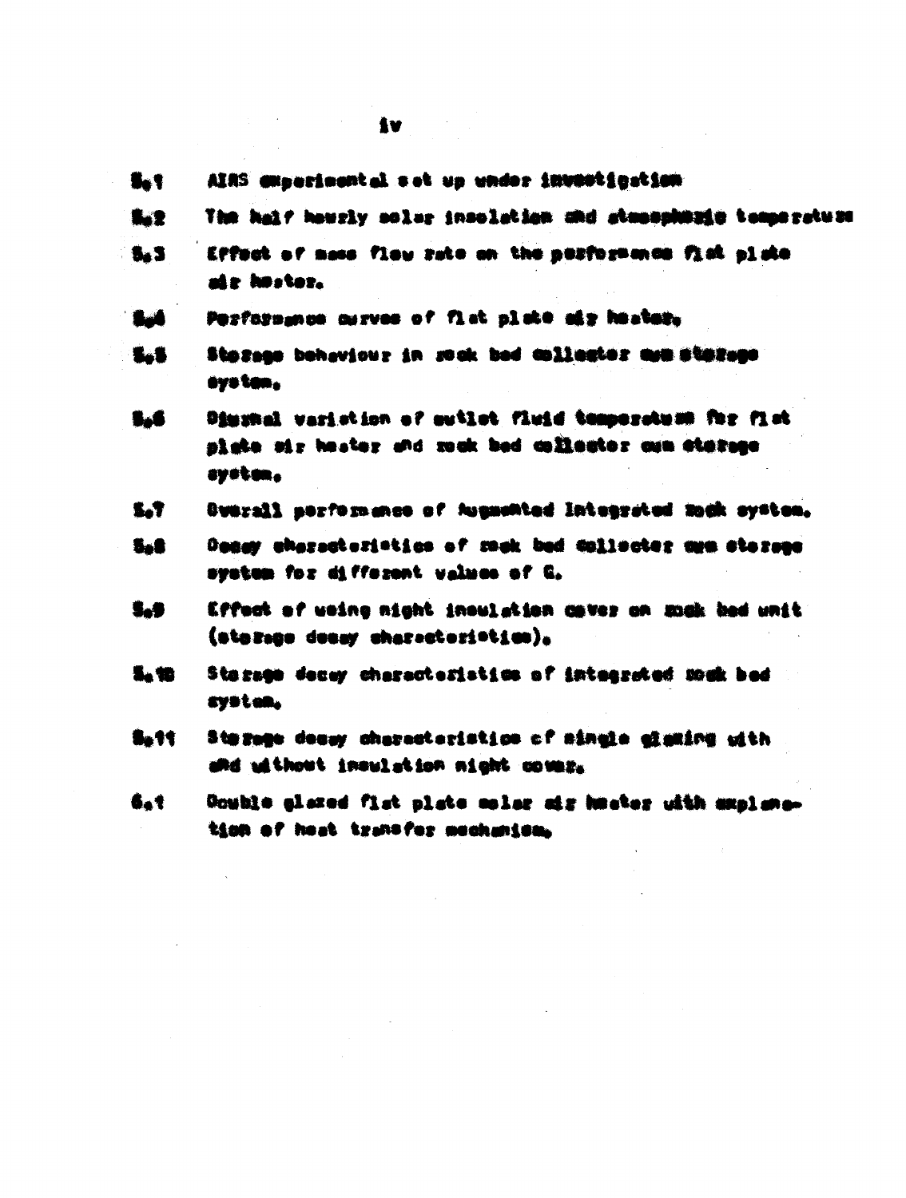5.1 AIRS experimental set up under investigation

5.2 The half hourly solar insolation and atmospheric temperature

5.3 Effect of mass flow rate on the performance flat plate air heater.

5.4 Performance curves of flat plate air heater.

5.5 Storage behaviour in rock bed collector cum storage system.

5.6 Diurnal variation of outlet fluid temperature for flat plate air heater and rock bed collector cum storage system.

5.7 Overall performance of Augmented Integrated Rock system.

5.8 Decay characteristics of rock bed collector cum storage system for different values of G.

5.9 Effect of using night insulation cover on rock bed unit (storage decay characteristics).

5.10 Storage decay characteristics of integrated rock bed system.

5.11 Storage decay characteristics of single glazing with and without insulation night cover.

6.1 Double glazed flat plate solar air heater with explanation of heat transfer mechanism.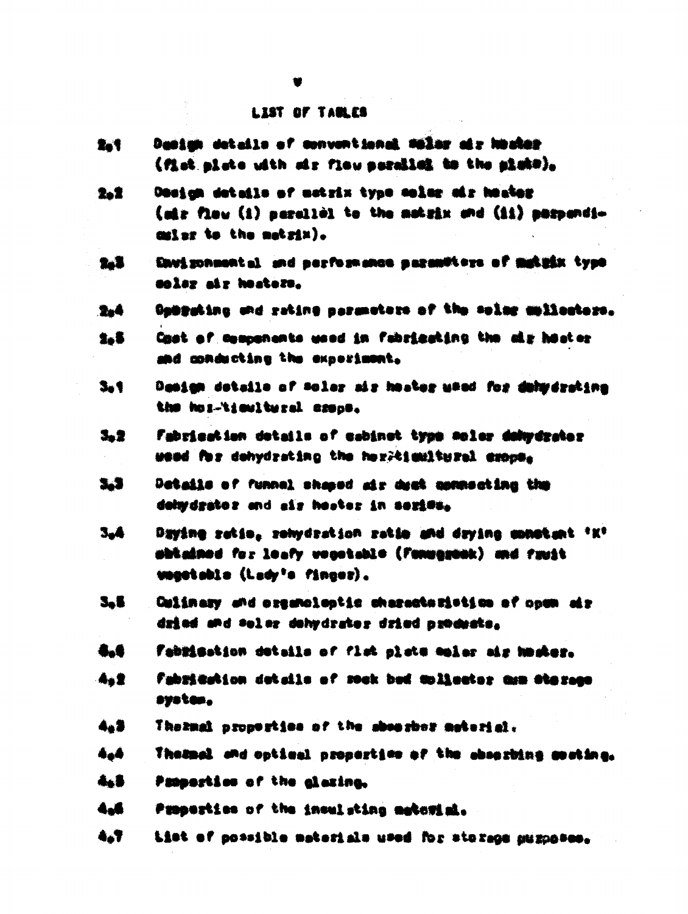# LIST OF TABLES

| | |
|---|---|
| 2.1 | Design details of conventional solar air heater (flat plate with air flow parallel to the plate). |
| 2.2 | Design details of matrix type solar air heater (air flow (i) parallel to the matrix and (ii) perpendicular to the matrix). |
| 2.3 | Environmental and performance parameters of matrix type solar air heaters. |
| 2.4 | Operating and rating parameters of the solar collectors. |
| 2.5 | Cost of components used in fabricating the air heater and conducting the experiment. |
| 3.1 | Design details of solar air heater used for dehydrating the horticultural crops. |
| 3.2 | Fabrication details of cabinet type solar dehydrator used for dehydrating the horticultural crops. |
| 3.3 | Details of funnel shaped air duct connecting the dehydrator and air heater in series. |
| 3.4 | Drying ratio, rehydration ratio and drying constant 'K' obtained for leafy vegetable (Fenugreek) and fruit vegetable (Lady's finger). |
| 3.5 | Culinary and organoleptic characteristics of open air dried and solar dehydrator dried products. |
| 4.1 | Fabrication details of flat plate solar air heater. |
| 4.2 | Fabrication details of rock bed collector cum storage system. |
| 4.3 | Thermal properties of the absorber material. |
| 4.4 | Thermal and optical properties of the absorbing coating. |
| 4.5 | Properties of the glazing. |
| 4.6 | Properties of the insulating material. |
| 4.7 | List of possible materials used for storage purposes. |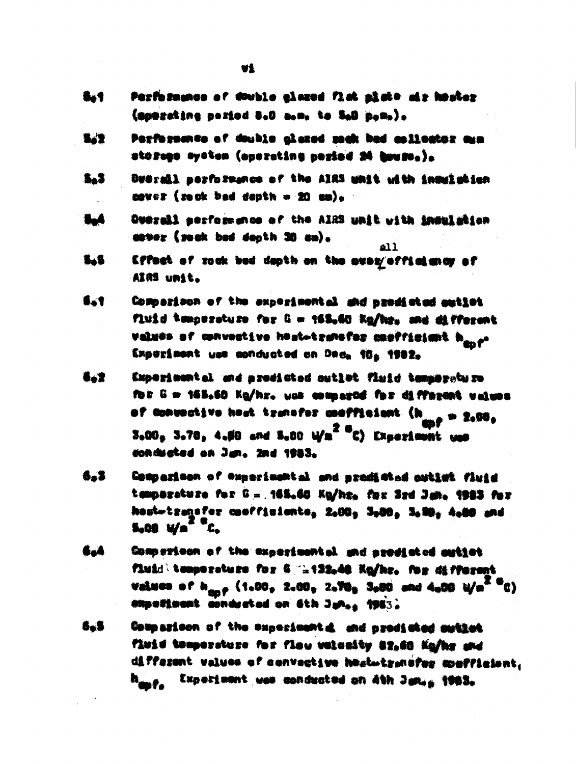5.1 Performance of double glazed flat plate air heater (operating period 8.0 a.m. to 5.0 p.m.).

5.2 Performance of double glazed rock bed collector cum storage system (operating period 24 hours.).

5.3 Overall performance of the AIRS unit with insulation cover (rock bed depth = 20 cm).

5.4 Overall performance of the AIRS unit with insulation cover (rock bed depth 30 cm).

5.5 Effect of rock bed depth on the overall efficiency of AIRS unit.

6.1 Comparison of the experimental and predicted outlet fluid temperature for G = 165.60 Kg/hr. and different values of convective heat-transfer coefficient $h_{apf}$. Experiment was conducted on Dec. 10, 1982.

6.2 Experimental and predicted outlet fluid temperature for G = 165.60 Kg/hr. was compared for different values of convective heat transfer coefficient ($h_{apf}$ = 2.00, 3.00, 3.78, 4.00 and 5.00 $W/m^2\,°C$) Experiment was conducted on Jan. 2nd 1983.

6.3 Comparison of experimental and predicted outlet fluid temperature for G = 165.60 Kg/hr. for 3rd Jan. 1983 for heat-transfer coefficients, 2.00, 3.00, 3.80, 4.00 and 5.00 $W/m^2\,°C$.

6.4 Comparison of the experimental and predicted outlet fluid temperature for G = 132.48 Kg/hr. for different values of $h_{apf}$ (1.00, 2.00, 2.78, 3.00 and 4.00 $W/m^2\,°C$) experiment conducted on 6th Jan., 1983.

6.5 Comparison of the experimental and predicted outlet fluid temperature for flow velocity 82.80 Kg/hr and different values of convective heat-transfer coefficient, $h_{apf}$. Experiment was conducted on 4th Jan., 1983.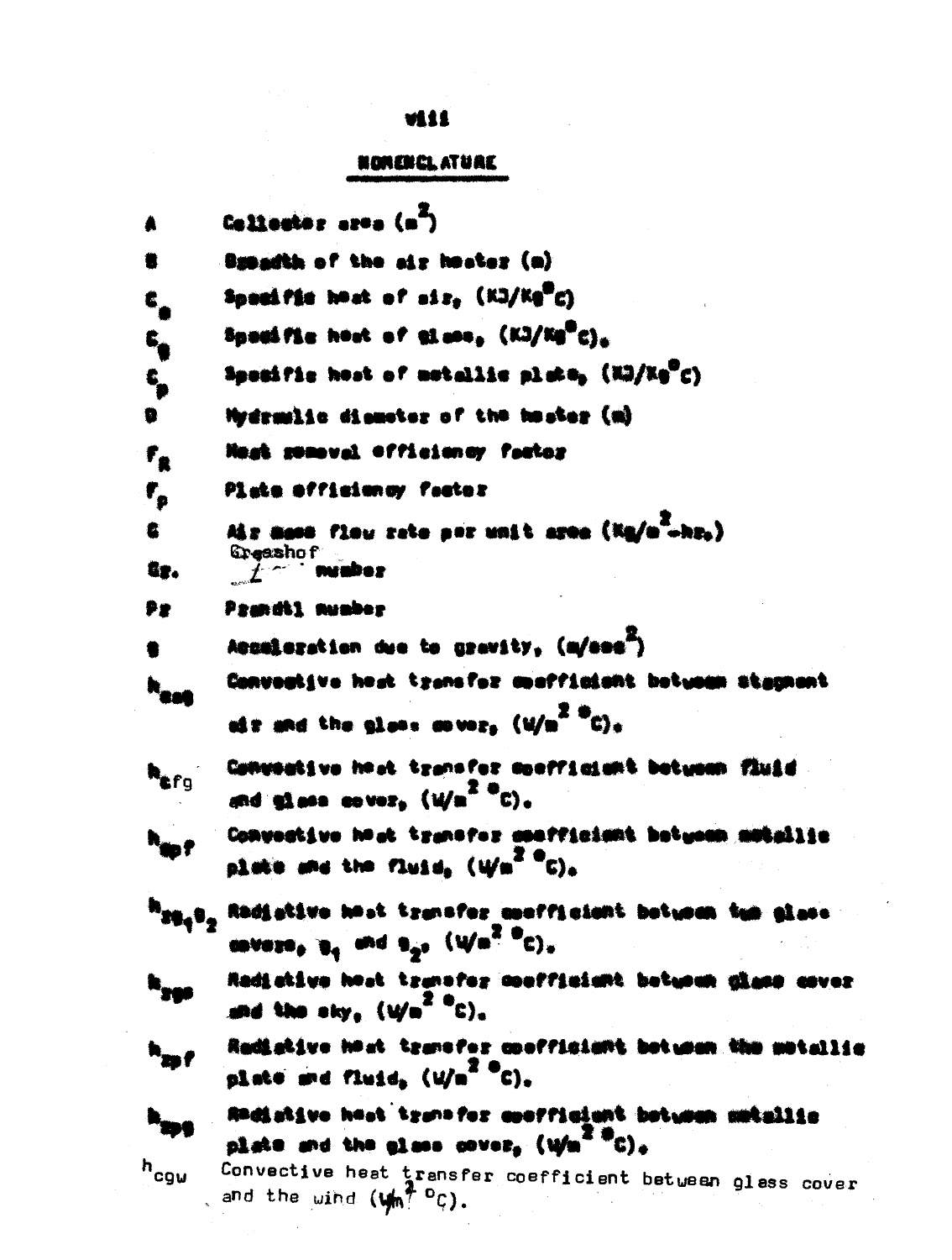# NOMENCLATURE

| | |
|---|---|
| $A$ | Collector area ($m^2$) |
| $B$ | Breadth of the air heater (m) |
| $C_a$ | Specific heat of air, (KJ/Kg°C) |
| $C_g$ | Specific heat of glass, (KJ/Kg°C). |
| $C_p$ | Specific heat of metallic plate, (KJ/Kg°C) |
| $D$ | Hydraulic diameter of the heater (m) |
| $F_R$ | Heat removal efficiency factor |
| $F_p$ | Plate efficiency factor |
| $G$ | Air mass flow rate per unit area (Kg/$m^2$-hr.) |
| $Gr.$ | Grashof number |
| $Pr$ | Prandtl number |
| $g$ | Acceleration due to gravity, (m/$sec^2$) |
| $h_{cag}$ | Convective heat transfer coefficient between stagnant air and the glass cover, (W/$m^2$ °C). |
| $h_{cfg}$ | Convective heat transfer coefficient between fluid and glass cover, (W/$m^2$ °C). |
| $h_{cpf}$ | Convective heat transfer coefficient between metallic plate and the fluid, (W/$m^2$ °C). |
| $h_{rg_1g_2}$ | Radiative heat transfer coefficient between two glass covers, $g_1$ and $g_2$, (W/$m^2$ °C). |
| $h_{rgs}$ | Radiative heat transfer coefficient between glass cover and the sky, (W/$m^2$ °C). |
| $h_{rpf}$ | Radiative heat transfer coefficient between the metallic plate and fluid, (W/$m^2$ °C). |
| $h_{rpg}$ | Radiative heat transfer coefficient between metallic plate and the glass cover, (W/$m^2$ °C). |
| $h_{cgw}$ | Convective heat transfer coefficient between glass cover and the wind (W/$m^2$ °C). |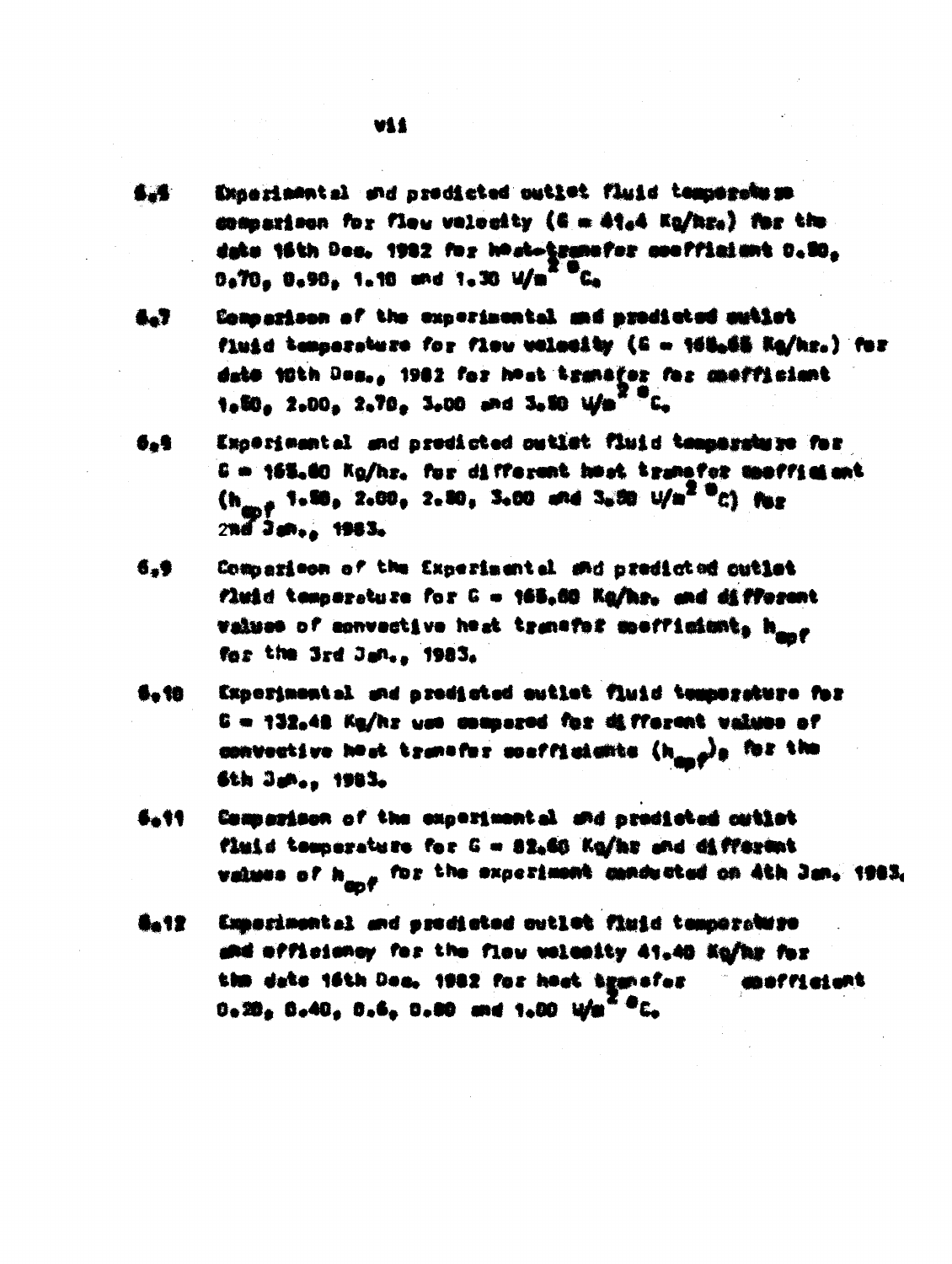6.6 Experimental and predicted outlet fluid temperature comparison for flow velocity (G = 41.4 Kg/hr.) for the date 16th Dec. 1982 for heat-transfer coefficient 0.50, 0.70, 0.90, 1.10 and 1.30 $W/m^2$ °C.

6.7 Comparison of the experimental and predicted outlet fluid temperature for flow velocity (G = 165.65 Kg/hr.) for date 10th Dec., 1982 for heat transfer for coefficient 1.50, 2.00, 2.70, 3.00 and 3.50 $W/m^2$ °C.

6.8 Experimental and predicted outlet fluid temperature for G = 165.60 Kg/hr. for different heat transfer coefficient ($h_{apf}$ 1.50, 2.00, 2.50, 3.00 and 3.50 $W/m^2$ °C) for 2nd Jan., 1983.

6.9 Comparison of the Experimental and predicted outlet fluid temperature for G = 165.60 Kg/hr. and different values of convective heat transfer coefficient, $h_{apf}$ for the 3rd Jan., 1983.

6.10 Experimental and predicted outlet fluid temperature for G = 132.48 Kg/hr was compared for different values of convective heat transfer coefficients ($h_{apf}$), for the 6th Jan., 1983.

6.11 Comparison of the experimental and predicted outlet fluid temperature for G = 82.60 Kg/hr and different values of $h_{apf}$ for the experiment conducted on 4th Jan. 1983.

6.12 Experimental and predicted outlet fluid temperature and efficiency for the flow velocity 41.40 Kg/hr for the date 16th Dec. 1982 for heat transfer coefficient 0.20, 0.40, 0.6, 0.80 and 1.00 $W/m^2$ °C.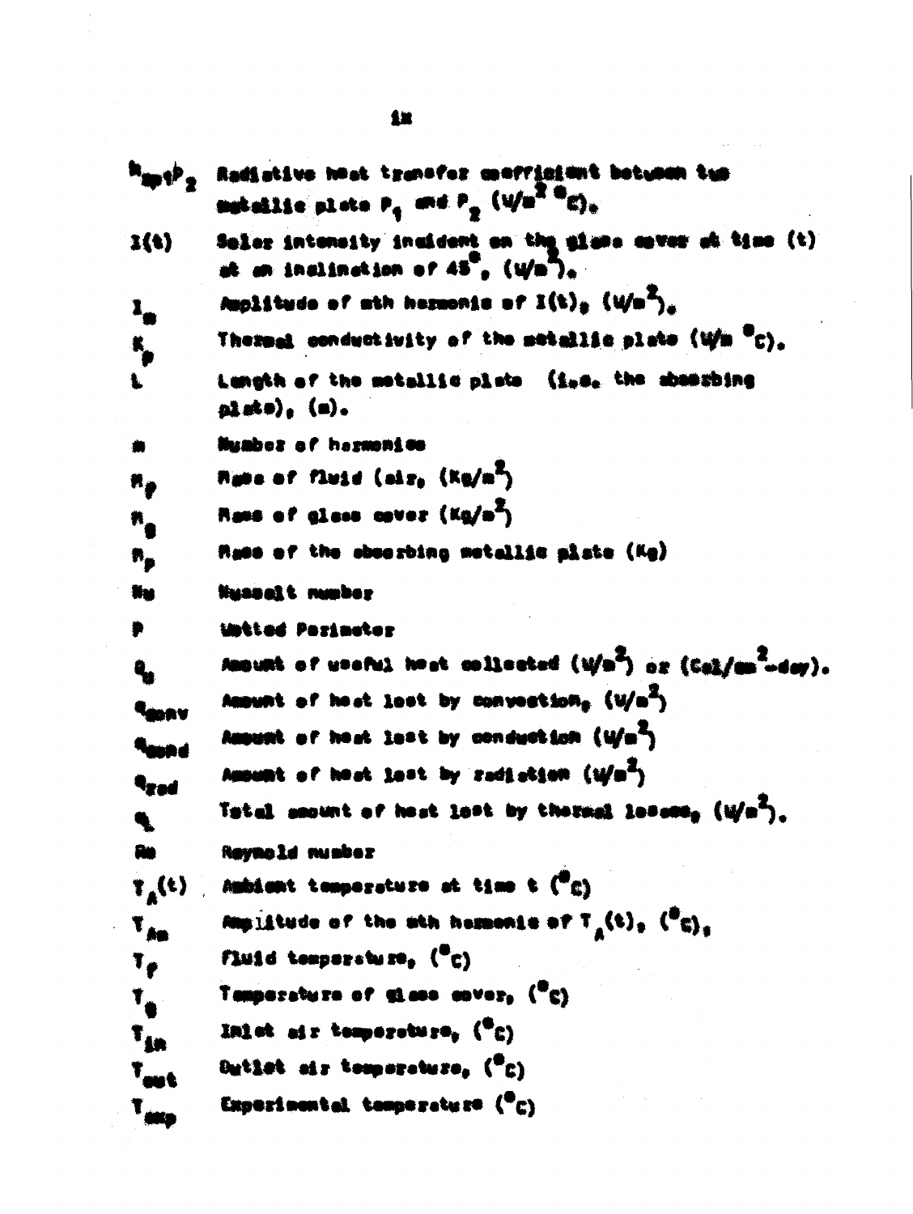| | |
|---|---|
| $h_{rp1p_2}$ | Radiative heat transfer coefficient between two metallic plate $P_1$ and $P_2$ ($W/m^2\ ^\circ C$). |
| $I(t)$ | Solar intensity incident on the glass cover at time (t) at an inclination of $45^\circ$, ($W/m^2$). |
| $I_m$ | Amplitude of mth harmonic of $I(t)$, ($W/m^2$). |
| $K_p$ | Thermal conductivity of the metallic plate ($W/m\ ^\circ C$). |
| $L$ | Length of the metallic plate (i.e. the absorbing plate), (m). |
| $m$ | Number of harmonics |
| $M_f$ | Mass of fluid (air, ($Kg/m^2$) |
| $M_g$ | Mass of glass cover ($Kg/m^2$) |
| $M_p$ | Mass of the absorbing metallic plate (Kg) |
| $Nu$ | Nusselt number |
| $P$ | Wetted Perimeter |
| $q_u$ | Amount of useful heat collected ($W/m^2$) or ($Cal/cm^2$-day). |
| $q_{conv}$ | Amount of heat lost by convection, ($W/m^2$) |
| $q_{cond}$ | Amount of heat lost by conduction ($W/m^2$) |
| $q_{rad}$ | Amount of heat lost by radiation ($W/m^2$) |
| $q_L$ | Total amount of heat lost by thermal losses, ($W/m^2$). |
| $Re$ | Reynold number |
| $T_A(t)$ | Ambient temperature at time t ($^\circ C$) |
| $T_{Am}$ | Amplitude of the mth harmonic of $T_A(t)$, ($^\circ C$), |
| $T_f$ | Fluid temperature, ($^\circ C$) |
| $T_g$ | Temperature of glass cover, ($^\circ C$) |
| $T_{in}$ | Inlet air temperature, ($^\circ C$) |
| $T_{out}$ | Outlet air temperature, ($^\circ C$) |
| $T_{exp}$ | Experimental temperature ($^\circ C$) |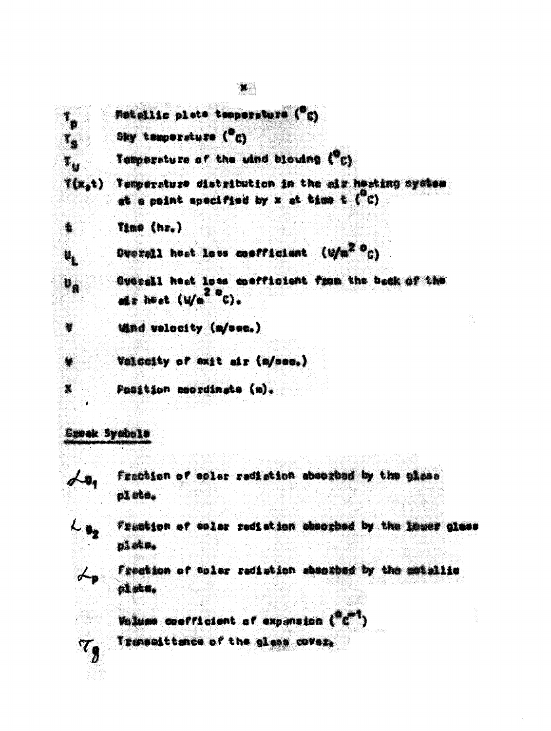| | |
|---|---|
| $T_p$ | Metallic plate temperature ($^{\circ}C$) |
| $T_S$ | Sky temperature ($^{\circ}C$) |
| $T_W$ | Temperature of the wind blowing ($^{\circ}C$) |
| $T(x,t)$ | Temperature distribution in the air heating system at a point specified by x at time t ($^{\circ}C$) |
| $t$ | Time (hr.) |
| $U_L$ | Overall heat loss coefficient ($W/m^2\,^{\circ}C$) |
| $U_B$ | Overall heat loss coefficient from the back of the air heat ($W/m^2\,^{\circ}C$). |
| $V$ | Wind velocity (m/sec.) |
| $v$ | Velocity of exit air (m/sec.) |
| $X$ | Position coordinate (m). |

## Greek Symbols

| | |
|---|---|
| $\alpha_{g_1}$ | Fraction of solar radiation absorbed by the glass plate. |
| $\alpha_{g_2}$ | Fraction of solar radiation absorbed by the lower glass plate. |
| $\alpha_p$ | Fraction of solar radiation absorbed by the metallic plate. |
| | Volume coefficient of expansion ($^{\circ}C^{-1}$) |
| $\tau_g$ | Transmittance of the glass cover. |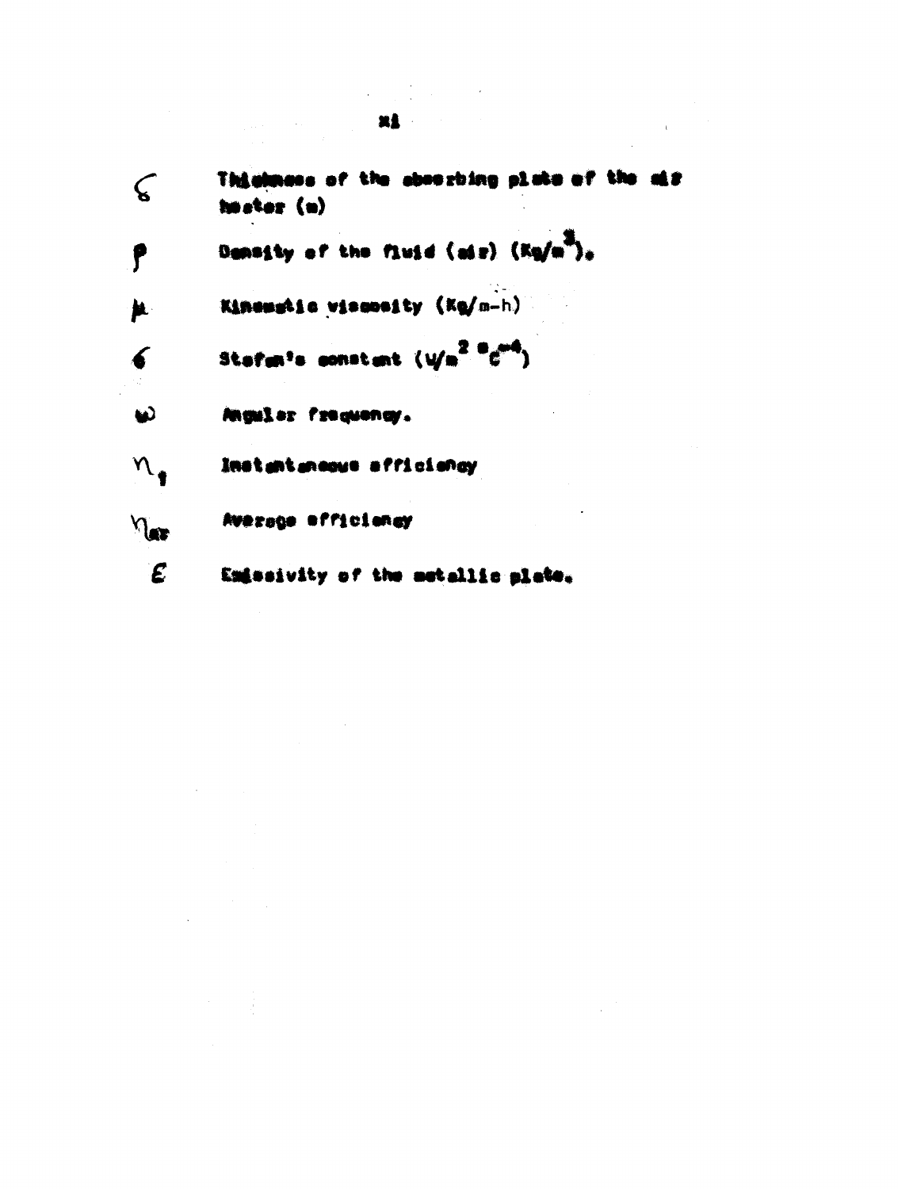| | |
|---|---|
| $\delta$ | Thickness of the absorbing plate of the air heater (m) |
| $\rho$ | Density of the fluid (air) (Kg/m$^3$). |
| $\mu$ | Kinematic viscosity (Kg/m-h) |
| $\sigma$ | Stefan's constant (W/m$^2$ $^\circ$C$^{-4}$) |
| $\omega$ | Angular frequency. |
| $\eta_i$ | Instantaneous efficiency |
| $\eta_{av}$ | Average efficiency |
| $\varepsilon$ | Emissivity of the metallic plate. |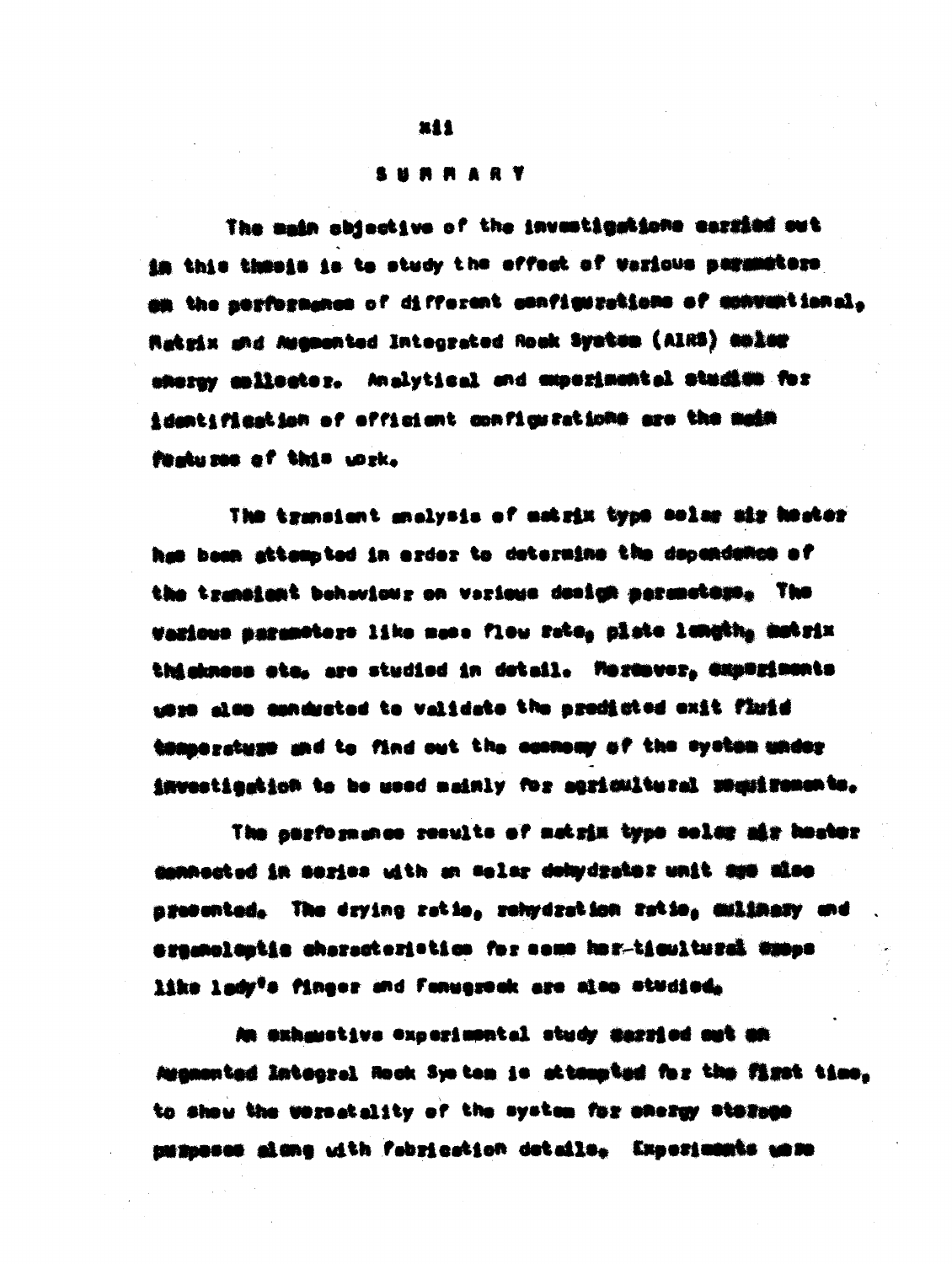# SUMMARY

The main objective of the investigations carried out in this thesis is to study the effect of various parameters on the performance of different configurations of conventional, Matrix and Augmented Integrated Rock System (AIRS) solar energy collector. Analytical and experimental studies for identification of efficient configurations are the main features of this work.

The transient analysis of matrix type solar air heater has been attempted in order to determine the dependence of the transient behaviour on various design parameters. The various parameters like mass flow rate, plate length, matrix thickness etc. are studied in detail. Moreover, experiments were also conducted to validate the predicted exit fluid temperature and to find out the economy of the system under investigation to be used mainly for agricultural requirements.

The performance results of matrix type solar air heater connected in series with an solar dehydrator unit are also presented. The drying ratio, rehydration ratio, culinary and organoleptic characteristics for some hor-ticultural crops like lady's finger and Fenugreek are also studied.

An exhaustive experimental study carried out on Augmented Integral Rock System is attempted for the first time, to show the versatality of the system for energy storage purposes along with fabrication details. Experiments were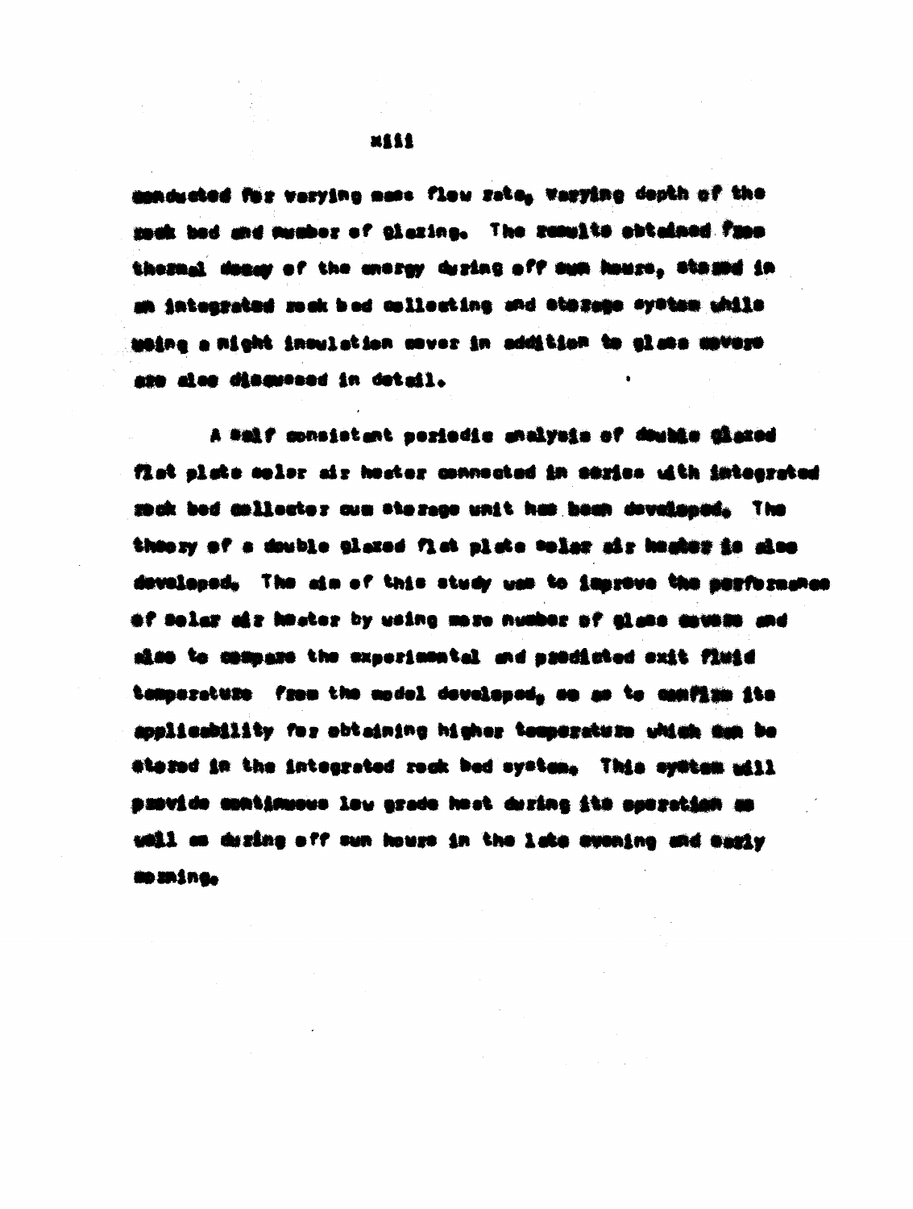conducted for varying mass flow rate, varying depth of the rock bed and number of glazing. The results obtained from thermal decay of the energy during off sun hours, stored in an integrated rock bed collecting and storage system while using a night insulation cover in addition to glass covers are also discussed in detail.

A self consistent periodic analysis of double glazed flat plate solar air heater connected in series with integrated rock bed collector cum storage unit has been developed. The theory of a double glazed flat plate solar air heater is also developed. The aim of this study was to improve the performance of solar air heater by using more number of glass covers and also to compare the experimental and predicted exit fluid temperature from the model developed, so as to confirm its applicability for obtaining higher temperature which can be stored in the integrated rock bed system. This system will provide continuous low grade heat during its operation as well as during off sun hours in the late evening and early morning.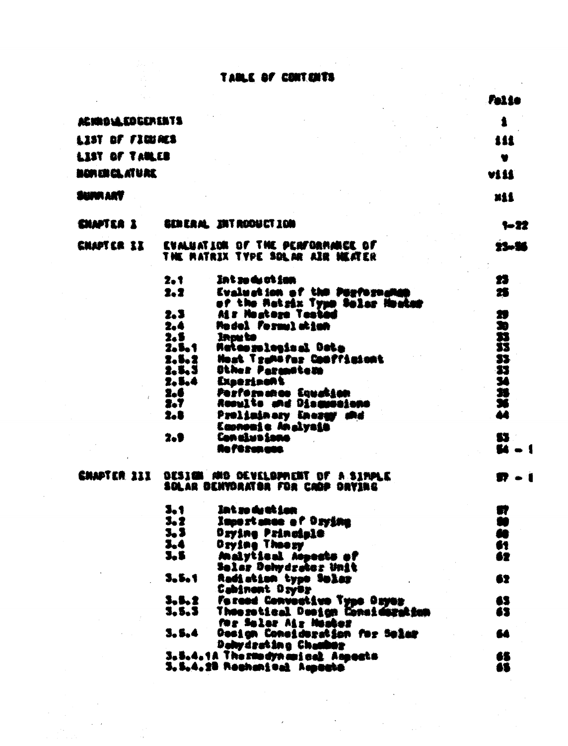# TABLE OF CONTENTS

| | | | Folio |
|---|---|---|---|
| ACKNOWLEDGEMENTS | | | i |
| LIST OF FIGURES | | | iii |
| LIST OF TABLES | | | v |
| NOMENCLATURE | | | viii |
| SUMMARY | | | xii |
| CHAPTER I | GENERAL INTRODUCTION | | 1-22 |
| CHAPTER II | EVALUATION OF THE PERFORMANCE OF THE MATRIX TYPE SOLAR AIR HEATER | | 23-56 |
| | 2.1 | Introduction | 23 |
| | 2.2 | Evaluation of the Performance of the Matrix Type Solar Heater | 25 |
| | 2.3 | Air Heaters Tested | 29 |
| | 2.4 | Model Formulation | 30 |
| | 2.5 | Inputs | 33 |
| | 2.5.1 | Meteorological Data | 33 |
| | 2.5.2 | Heat Transfer Coefficient | 33 |
| | 2.5.3 | Other Parameters | 33 |
| | 2.5.4 | Experiment | 34 |
| | 2.6 | Performance Equation | 35 |
| | 2.7 | Results and Discussions | 36 |
| | 2.8 | Preliminary Energy and Economic Analysis | 44 |
| | 2.9 | Conclusions | 53 |
| | | References | 54 - 1 |
| CHAPTER III | DESIGN AND DEVELOPMENT OF A SIMPLE SOLAR DEHYDRATOR FOR CROP DRYING | | 57 - 1 |
| | 3.1 | Introduction | 57 |
| | 3.2 | Importance of Drying | 59 |
| | 3.3 | Drying Principle | 60 |
| | 3.4 | Drying Theory | 61 |
| | 3.5 | Analytical Aspects of Solar Dehydrator Unit | 62 |
| | 3.5.1 | Radiation type Solar Cabinent Dryer | 62 |
| | 3.5.2 | Forced Convective Type Dryer | 63 |
| | 3.5.3 | Theoretical Design Consideration for Solar Air Heater | 63 |
| | 3.5.4 | Design Consideration for Solar Dehydrating Chamber | 64 |
| | 3.5.4.1A | Thermodynamical Aspects | 65 |
| | 3.5.4.2B | Mechanical Aspects | 65 |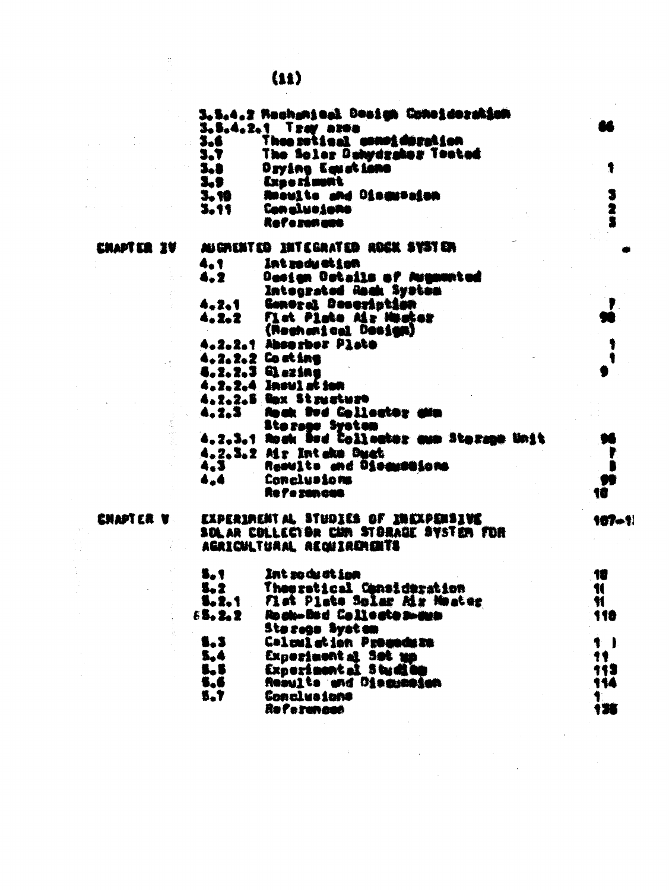| | | | |
|---|---|---|---|
| | 3.5.4.2 | Mechanical Design Consideration | |
| | 3.5.4.2.1 | Tray area | 86 |
| | 3.6 | Theoretical consideration | |
| | 3.7 | The Solar Dehydrator Tested | |
| | 3.8 | Drying Equations | 1 |
| | 3.9 | Experiment | |
| | 3.10 | Results and Discussion | 3 |
| | 3.11 | Conclusions | 2 |
| | | References | 3 |
| CHAPTER IV | | AUGMENTED INTEGRATED ROCK SYSTEM | - |
| | 4.1 | Introduction | |
| | 4.2 | Design Details of Augmented Integrated Rock System | |
| | 4.2.1 | General Description | 7 |
| | 4.2.2 | Flat Plate Air Heater (Mechanical Design) | 90 |
| | 4.2.2.1 | Absorber Plate | 1 |
| | 4.2.2.2 | Coating | 1 |
| | 4.2.2.3 | Glazing | 9 |
| | 4.2.2.4 | Insulation | |
| | 4.2.2.5 | Box Structure | |
| | 4.2.3 | Rock Bed Collector cum Storage System | |
| | 4.2.3.1 | Rock Bed Collector cum Storage Unit | 96 |
| | 4.2.3.2 | Air Intake Duct | 7 |
| | 4.3 | Results and Discussions | 8 |
| | 4.4 | Conclusions | 99 |
| | | References | 10 |
| CHAPTER V | | EXPERIMENTAL STUDIES OF INEXPENSIVE SOLAR COLLECTOR CUM STORAGE SYSTEM FOR AGRICULTURAL REQUIREMENTS | 107-1 |
| | 5.1 | Introduction | 10 |
| | 5.2 | Theoretical Consideration | 11 |
| | 5.2.1 | Flat Plate Solar Air Heater | 11 |
| | 5.2.2 | Rock-Bed Collector-cum Storage System | 110 |
| | 5.3 | Calculation Procedure | 1 |
| | 5.4 | Experimental Set up | 11 |
| | 5.5 | Experimental Studies | 113 |
| | 5.6 | Results and Discussion | 114 |
| | 5.7 | Conclusions | 1 |
| | | References | 130 |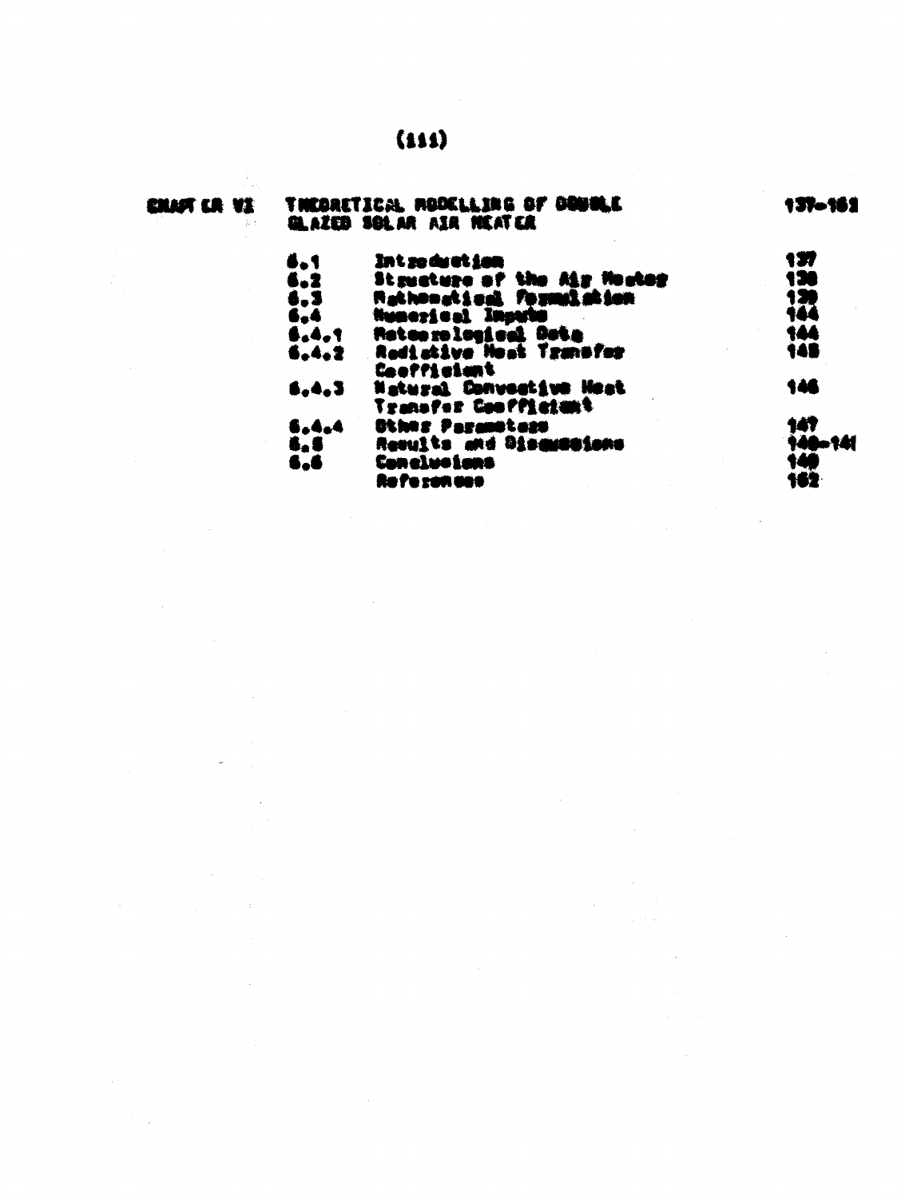| | | | |
|---|---|---|---|
| CHAPTER VI | THEORETICAL MODELLING OF DOUBLE GLAZED SOLAR AIR HEATER | | 137-152 |
| | 6.1 | Introduction | 137 |
| | 6.2 | Structure of the Air Heater | 138 |
| | 6.3 | Mathematical Formulation | 139 |
| | 6.4 | Numerical Inputs | 144 |
| | 6.4.1 | Meteorological Data | 144 |
| | 6.4.2 | Radiative Heat Transfer Coefficient | 145 |
| | 6.4.3 | Natural Convective Heat Transfer Coefficient | 146 |
| | 6.4.4 | Other Parameters | 147 |
| | 6.5 | Results and Discussions | 148-149 |
| | 6.6 | Conclusions | 149 |
| | | References | 152 |